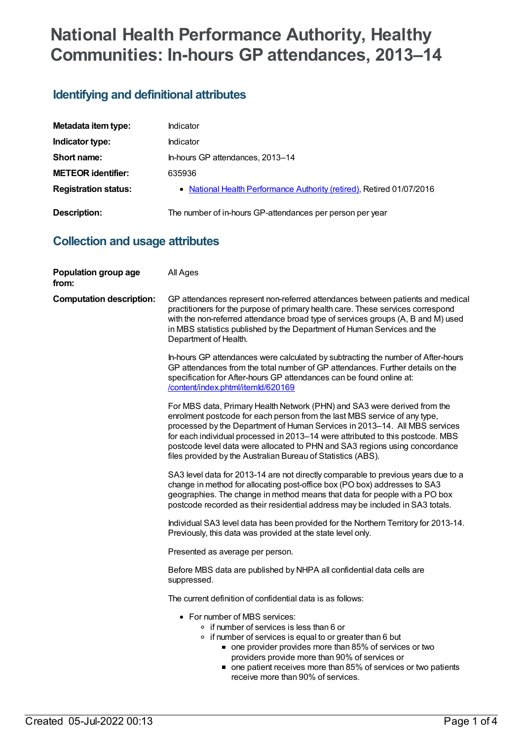# National Health Performance Authority, Healthy Communities: In-hours GP attendances, 2013–14

## Identifying and definitional attributes

| | |
|---|---|
| **Metadata item type:** | Indicator |
| **Indicator type:** | Indicator |
| **Short name:** | In-hours GP attendances, 2013–14 |
| **METEOR identifier:** | 635936 |
| **Registration status:** | • National Health Performance Authority (retired), Retired 01/07/2016 |
| **Description:** | The number of in-hours GP-attendances per person per year |

## Collection and usage attributes

**Population group age from:** All Ages

**Computation description:**

GP attendances represent non-referred attendances between patients and medical practitioners for the purpose of primary health care. These services correspond with the non-referred attendance broad type of services groups (A, B and M) used in MBS statistics published by the Department of Human Services and the Department of Health.

In-hours GP attendances were calculated by subtracting the number of After-hours GP attendances from the total number of GP attendances. Further details on the specification for After-hours GP attendances can be found online at: /content/index.phtml/itemId/620169

For MBS data, Primary Health Network (PHN) and SA3 were derived from the enrolment postcode for each person from the last MBS service of any type, processed by the Department of Human Services in 2013–14. All MBS services for each individual processed in 2013–14 were attributed to this postcode. MBS postcode level data were allocated to PHN and SA3 regions using concordance files provided by the Australian Bureau of Statistics (ABS).

SA3 level data for 2013-14 are not directly comparable to previous years due to a change in method for allocating post-office box (PO box) addresses to SA3 geographies. The change in method means that data for people with a PO box postcode recorded as their residential address may be included in SA3 totals.

Individual SA3 level data has been provided for the Northern Territory for 2013-14. Previously, this data was provided at the state level only.

Presented as average per person.

Before MBS data are published by NHPA all confidential data cells are suppressed.

The current definition of confidential data is as follows:

- For number of MBS services:
  - if number of services is less than 6 or
  - if number of services is equal to or greater than 6 but
    - one provider provides more than 85% of services or two providers provide more than 90% of services or
    - one patient receives more than 85% of services or two patients receive more than 90% of services.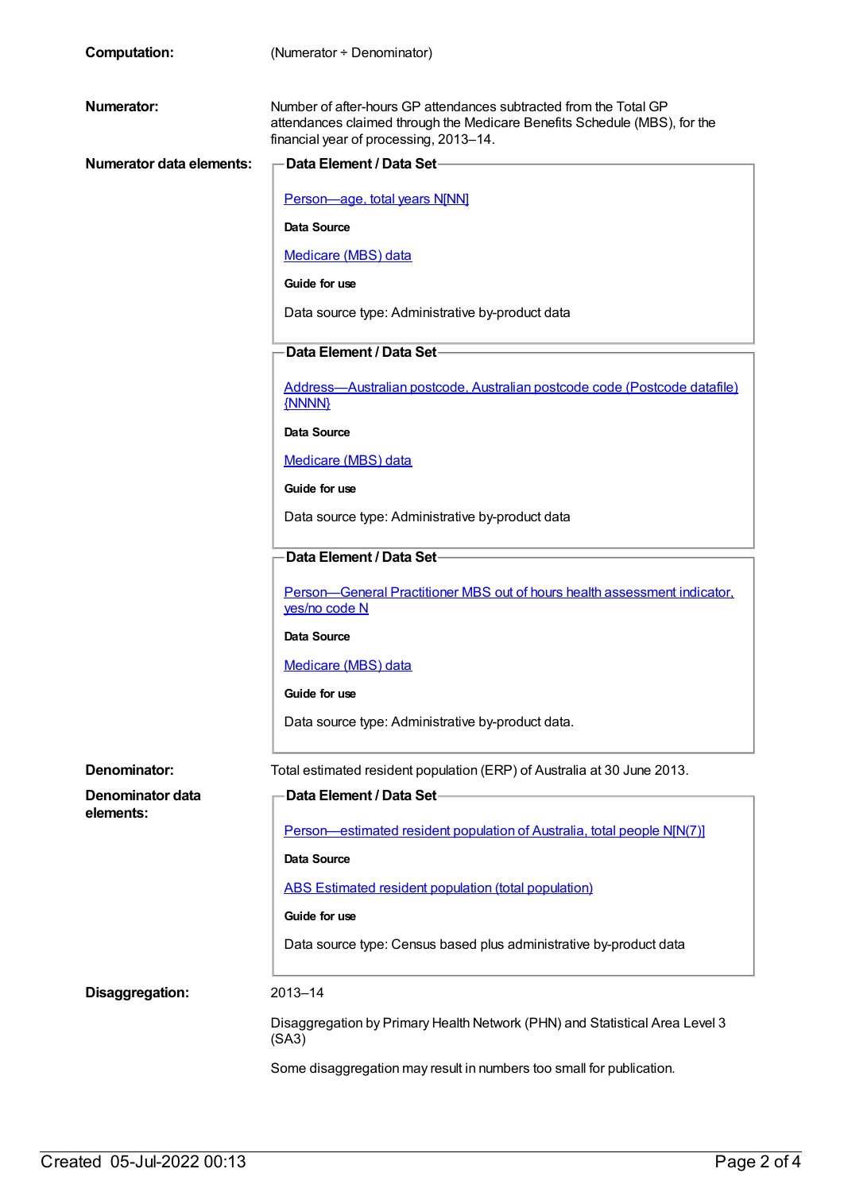**Computation:** (Numerator ÷ Denominator)

**Numerator:** Number of after-hours GP attendances subtracted from the Total GP attendances claimed through the Medicare Benefits Schedule (MBS), for the financial year of processing, 2013–14.

**Numerator data elements:**

**Data Element / Data Set**

Person—age, total years N[NN]

**Data Source**

Medicare (MBS) data

**Guide for use**

Data source type: Administrative by-product data

**Data Element / Data Set**

Address—Australian postcode, Australian postcode code (Postcode datafile) {NNNN}

**Data Source**

Medicare (MBS) data

**Guide for use**

Data source type: Administrative by-product data

**Data Element / Data Set**

Person—General Practitioner MBS out of hours health assessment indicator, yes/no code N

**Data Source**

Medicare (MBS) data

**Guide for use**

Data source type: Administrative by-product data.

**Denominator:** Total estimated resident population (ERP) of Australia at 30 June 2013.

**Denominator data elements:**

**Data Element / Data Set**

Person—estimated resident population of Australia, total people N[N(7)]

**Data Source**

ABS Estimated resident population (total population)

**Guide for use**

Data source type: Census based plus administrative by-product data

**Disaggregation:** 2013–14

Disaggregation by Primary Health Network (PHN) and Statistical Area Level 3 (SA3)

Some disaggregation may result in numbers too small for publication.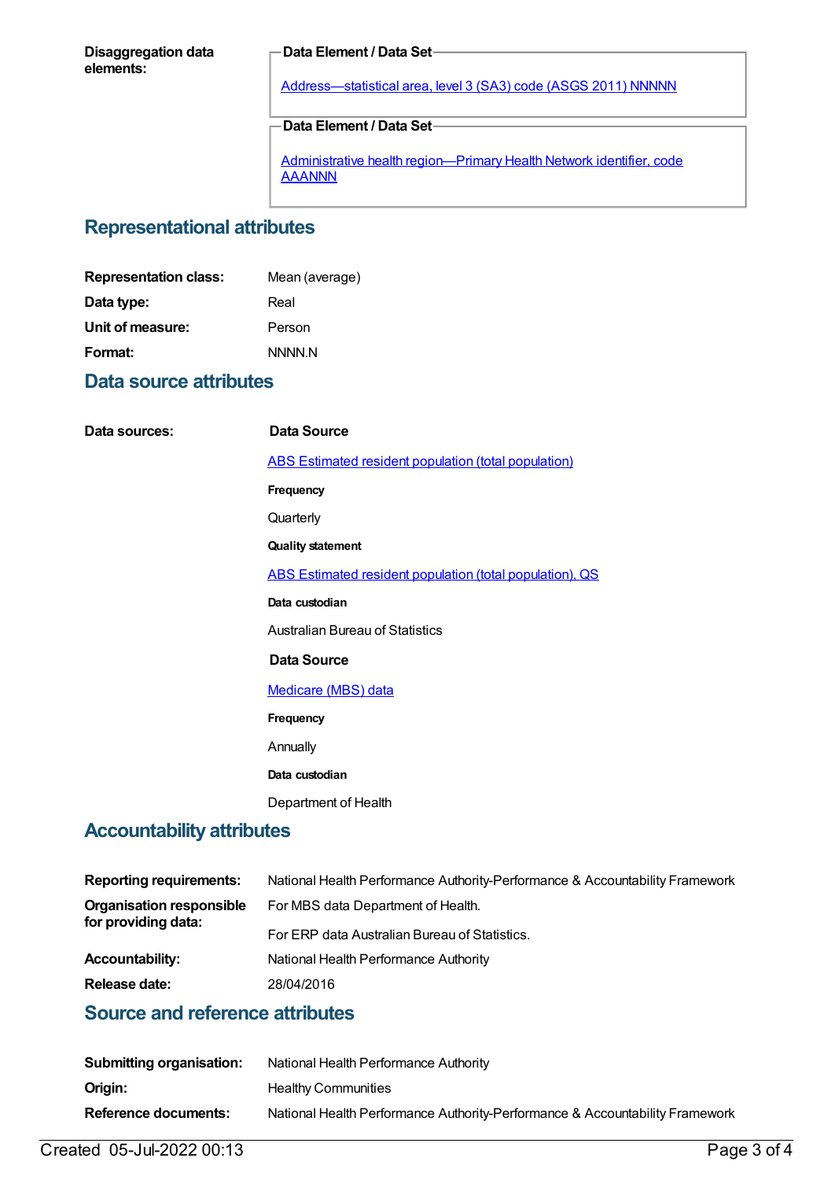**Disaggregation data elements:**

**Data Element / Data Set**

Address—statistical area, level 3 (SA3) code (ASGS 2011) NNNNN

**Data Element / Data Set**

Administrative health region—Primary Health Network identifier, code AAANNN

## Representational attributes

| | |
|---|---|
| **Representation class:** | Mean (average) |
| **Data type:** | Real |
| **Unit of measure:** | Person |
| **Format:** | NNNN.N |

## Data source attributes

**Data sources:**

**Data Source**

ABS Estimated resident population (total population)

**Frequency**

Quarterly

**Quality statement**

ABS Estimated resident population (total population), QS

**Data custodian**

Australian Bureau of Statistics

**Data Source**

Medicare (MBS) data

**Frequency**

Annually

**Data custodian**

Department of Health

## Accountability attributes

| | |
|---|---|
| **Reporting requirements:** | National Health Performance Authority-Performance & Accountability Framework |
| **Organisation responsible for providing data:** | For MBS data Department of Health.<br><br>For ERP data Australian Bureau of Statistics. |
| **Accountability:** | National Health Performance Authority |
| **Release date:** | 28/04/2016 |

## Source and reference attributes

| | |
|---|---|
| **Submitting organisation:** | National Health Performance Authority |
| **Origin:** | Healthy Communities |
| **Reference documents:** | National Health Performance Authority-Performance & Accountability Framework |